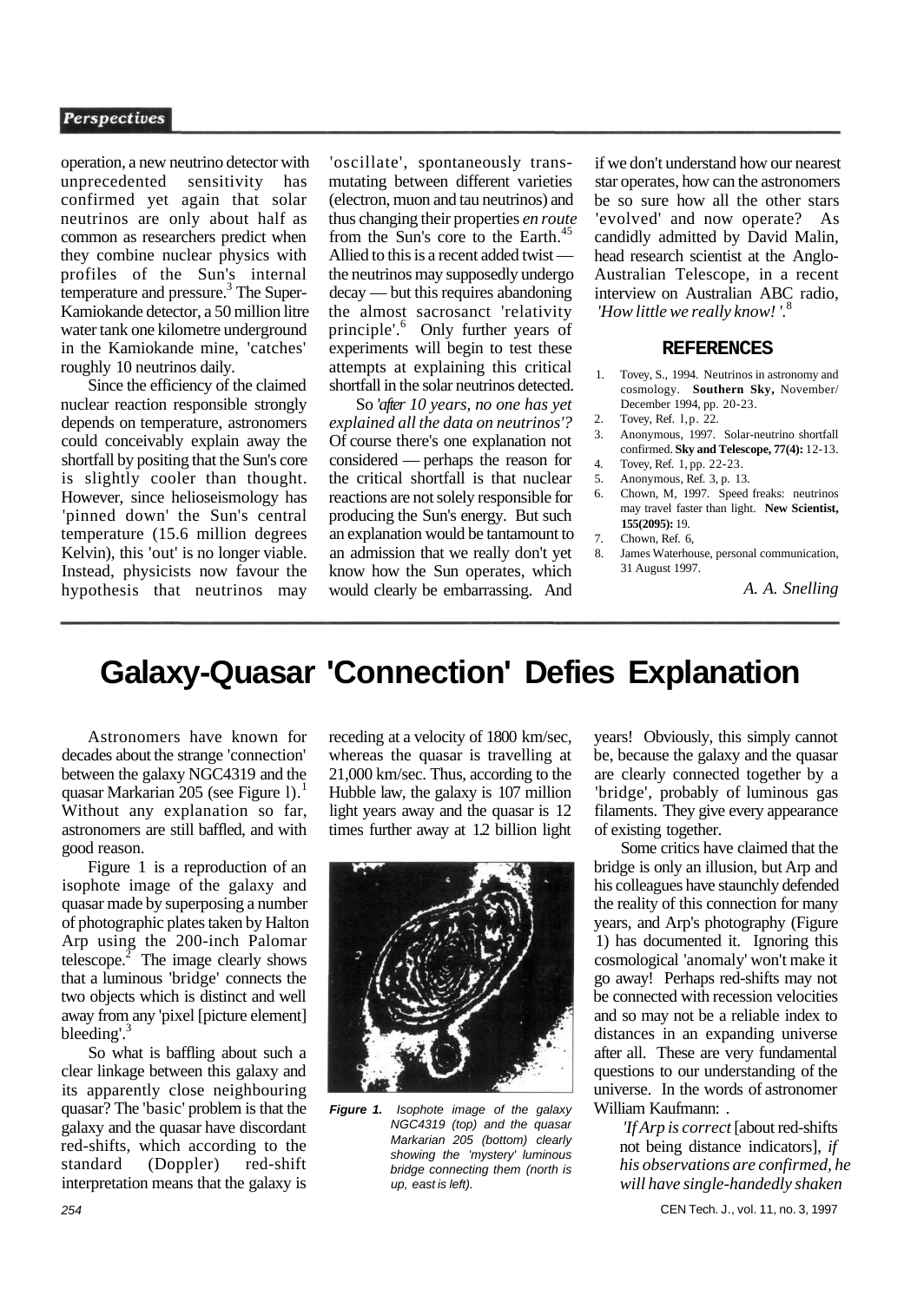operation, a new neutrino detector with unprecedented sensitivity has confirmed yet again that solar neutrinos are only about half as common as researchers predict when they combine nuclear physics with profiles of the Sun's internal temperature and pressure.[3] The Super-Kamiokande detector, a 50 million litre water tank one kilometre underground in the Kamiokande mine, 'catches' roughly 10 neutrinos daily.

Since the efficiency of the claimed nuclear reaction responsible strongly depends on temperature, astronomers could conceivably explain away the shortfall by positing that the Sun's core is slightly cooler than thought. However, since helioseismology has 'pinned down' the Sun's central temperature (15.6 million degrees Kelvin), this 'out' is no longer viable. Instead, physicists now favour the hypothesis that neutrinos may 'oscillate', spontaneously transmutating between different varieties (electron, muon and tau neutrinos) and thus changing their properties *en route* from the Sun's core to the Earth.[4,5] Allied to this is a recent added twist — the neutrinos may supposedly undergo decay — but this requires abandoning the almost sacrosanct 'relativity principle'.[6] Only further years of experiments will begin to test these attempts at explaining this critical shortfall in the solar neutrinos detected.

So *'after 10 years, no one has yet explained all the data on neutrinos'?* Of course there's one explanation not considered — perhaps the reason for the critical shortfall is that nuclear reactions are not solely responsible for producing the Sun's energy. But such an explanation would be tantamount to an admission that we really don't yet know how the Sun operates, which would clearly be embarrassing. And if we don't understand how our nearest star operates, how can the astronomers be so sure how all the other stars 'evolved' and now operate? As candidly admitted by David Malin, head research scientist at the Anglo-Australian Telescope, in a recent interview on Australian ABC radio, *'How little we really know!'*.[8]

## REFERENCES

1. Tovey, S., 1994. Neutrinos in astronomy and cosmology. **Southern Sky,** November/December 1994, pp. 20-23.
2. Tovey, Ref. 1, p. 22.
3. Anonymous, 1997. Solar-neutrino shortfall confirmed. **Sky and Telescope, 77(4):** 12-13.
4. Tovey, Ref. 1, pp. 22-23.
5. Anonymous, Ref. 3, p. 13.
6. Chown, M, 1997. Speed freaks: neutrinos may travel faster than light. **New Scientist, 155(2095):** 19.
7. Chown, Ref. 6,
8. James Waterhouse, personal communication, 31 August 1997.

*A. A. Snelling*

# Galaxy-Quasar 'Connection' Defies Explanation

Astronomers have known for decades about the strange 'connection' between the galaxy NGC4319 and the quasar Markarian 205 (see Figure 1).[1] Without any explanation so far, astronomers are still baffled, and with good reason.

Figure 1 is a reproduction of an isophote image of the galaxy and quasar made by superposing a number of photographic plates taken by Halton Arp using the 200-inch Palomar telescope.[2] The image clearly shows that a luminous 'bridge' connects the two objects which is distinct and well away from any 'pixel [picture element] bleeding'.[3]

So what is baffling about such a clear linkage between this galaxy and its apparently close neighbouring quasar? The 'basic' problem is that the galaxy and the quasar have discordant red-shifts, which according to the standard (Doppler) red-shift interpretation means that the galaxy is receding at a velocity of 1800 km/sec, whereas the quasar is travelling at 21,000 km/sec. Thus, according to the Hubble law, the galaxy is 107 million light years away and the quasar is 12 times further away at 1.2 billion light years! Obviously, this simply cannot be, because the galaxy and the quasar are clearly connected together by a 'bridge', probably of luminous gas filaments. They give every appearance of existing together.

*Figure 1. Isophote image of the galaxy NGC4319 (top) and the quasar Markarian 205 (bottom) clearly showing the 'mystery' luminous bridge connecting them (north is up, east is left).*

Some critics have claimed that the bridge is only an illusion, but Arp and his colleagues have staunchly defended the reality of this connection for many years, and Arp's photography (Figure 1) has documented it. Ignoring this cosmological 'anomaly' won't make it go away! Perhaps red-shifts may not be connected with recession velocities and so may not be a reliable index to distances in an expanding universe after all. These are very fundamental questions to our understanding of the universe. In the words of astronomer William Kaufmann: .

> *'If Arp is correct* [about red-shifts not being distance indicators], *if his observations are confirmed, he will have single-handedly shaken*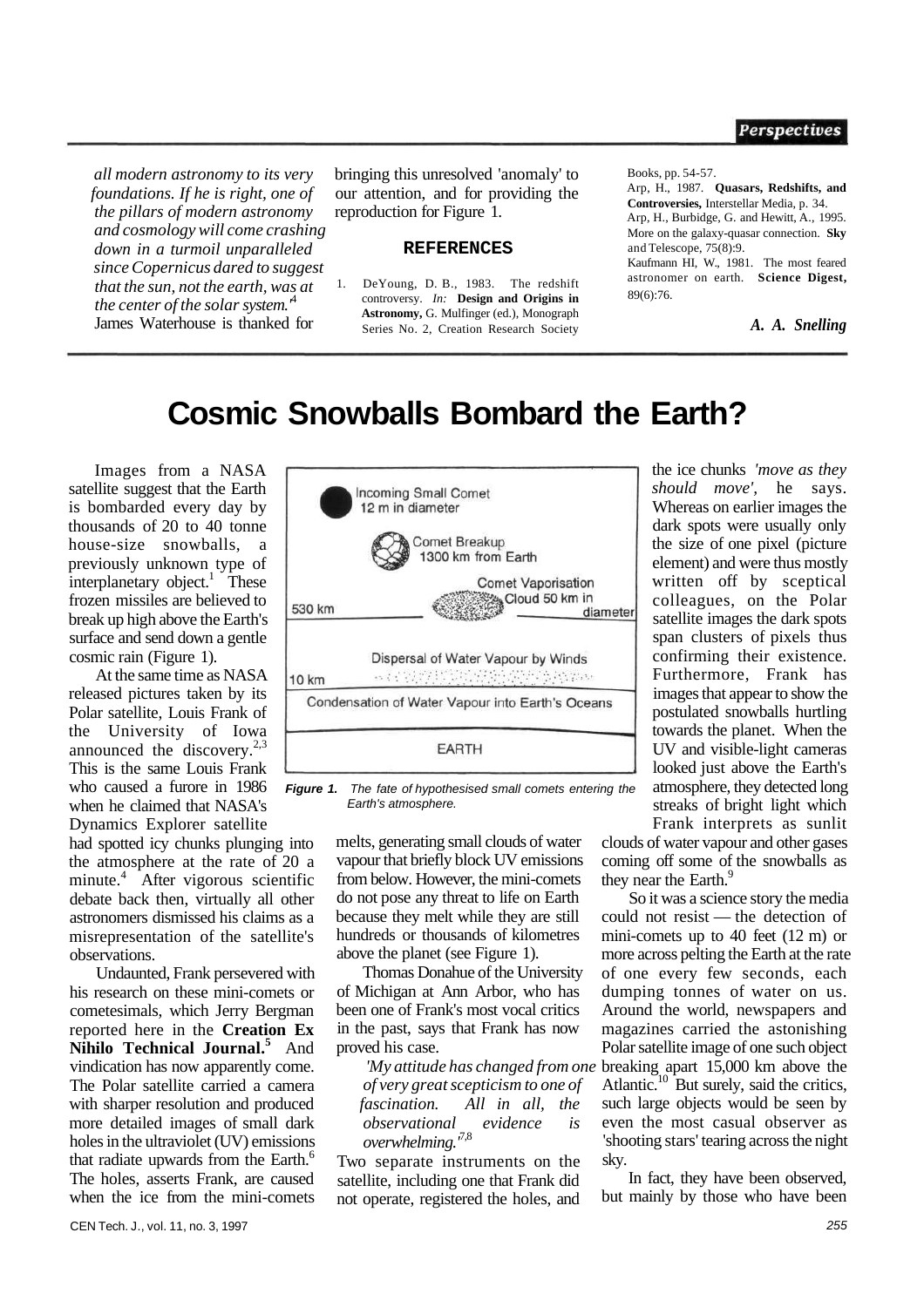*all modern astronomy to its very foundations. If he is right, one of the pillars of modern astronomy and cosmology will come crashing down in a turmoil unparalleled since Copernicus dared to suggest that the sun, not the earth, was at the center of the solar system.'*[4]

James Waterhouse is thanked for bringing this unresolved 'anomaly' to our attention, and for providing the reproduction for Figure 1.

## REFERENCES

1. DeYoung, D. B., 1983. The redshift controversy. *In:* **Design and Origins in Astronomy,** G. Mulfinger (ed.), Monograph Series No. 2, Creation Research Society Books, pp. 54-57.

Arp, H., 1987. **Quasars, Redshifts, and Controversies,** Interstellar Media, p. 34.

Arp, H., Burbidge, G. and Hewitt, A., 1995. More on the galaxy-quasar connection. **Sky** and Telescope, 75(8):9.

Kaufmann HI, W., 1981. The most feared astronomer on earth. **Science Digest,** 89(6):76.

***A. A. Snelling***

# Cosmic Snowballs Bombard the Earth?

Images from a NASA satellite suggest that the Earth is bombarded every day by thousands of 20 to 40 tonne house-size snowballs, a previously unknown type of interplanetary object.[1] These frozen missiles are believed to break up high above the Earth's surface and send down a gentle cosmic rain (Figure 1).

At the same time as NASA released pictures taken by its Polar satellite, Louis Frank of the University of Iowa announced the discovery.[2,3] This is the same Louis Frank who caused a furore in 1986 when he claimed that NASA's Dynamics Explorer satellite had spotted icy chunks plunging into the atmosphere at the rate of 20 a minute.[4] After vigorous scientific debate back then, virtually all other astronomers dismissed his claims as a misrepresentation of the satellite's observations.

Undaunted, Frank persevered with his research on these mini-comets or cometesimals, which Jerry Bergman reported here in the **Creation Ex Nihilo Technical Journal.**[5] And vindication has now apparently come. The Polar satellite carried a camera with sharper resolution and produced more detailed images of small dark holes in the ultraviolet (UV) emissions that radiate upwards from the Earth.[6] The holes, asserts Frank, are caused when the ice from the mini-comets melts, generating small clouds of water vapour that briefly block UV emissions from below. However, the mini-comets do not pose any threat to life on Earth because they melt while they are still hundreds or thousands of kilometres above the planet (see Figure 1).

Incoming Small Comet
12 m in diameter

Comet Breakup
1300 km from Earth

Comet Vaporisation
Cloud 50 km in diameter

530 km

Dispersal of Water Vapour by Winds

10 km

Condensation of Water Vapour into Earth's Oceans

EARTH

***Figure 1.*** *The fate of hypothesised small comets entering the Earth's atmosphere.*

Thomas Donahue of the University of Michigan at Ann Arbor, who has been one of Frank's most vocal critics in the past, says that Frank has now proved his case.

> *'My attitude has changed from one of very great scepticism to one of fascination. All in all, the observational evidence is overwhelming.'*[7,8]

Two separate instruments on the satellite, including one that Frank did not operate, registered the holes, and the ice chunks *'move as they should move',* he says. Whereas on earlier images the dark spots were usually only the size of one pixel (picture element) and were thus mostly written off by sceptical colleagues, on the Polar satellite images the dark spots span clusters of pixels thus confirming their existence. Furthermore, Frank has images that appear to show the postulated snowballs hurtling towards the planet. When the UV and visible-light cameras looked just above the Earth's atmosphere, they detected long streaks of bright light which Frank interprets as sunlit clouds of water vapour and other gases coming off some of the snowballs as they near the Earth.[9]

So it was a science story the media could not resist — the detection of mini-comets up to 40 feet (12 m) or more across pelting the Earth at the rate of one every few seconds, each dumping tonnes of water on us. Around the world, newspapers and magazines carried the astonishing Polar satellite image of one such object breaking apart 15,000 km above the Atlantic.[10] But surely, said the critics, such large objects would be seen by even the most casual observer as 'shooting stars' tearing across the night sky.

In fact, they have been observed, but mainly by those who have been